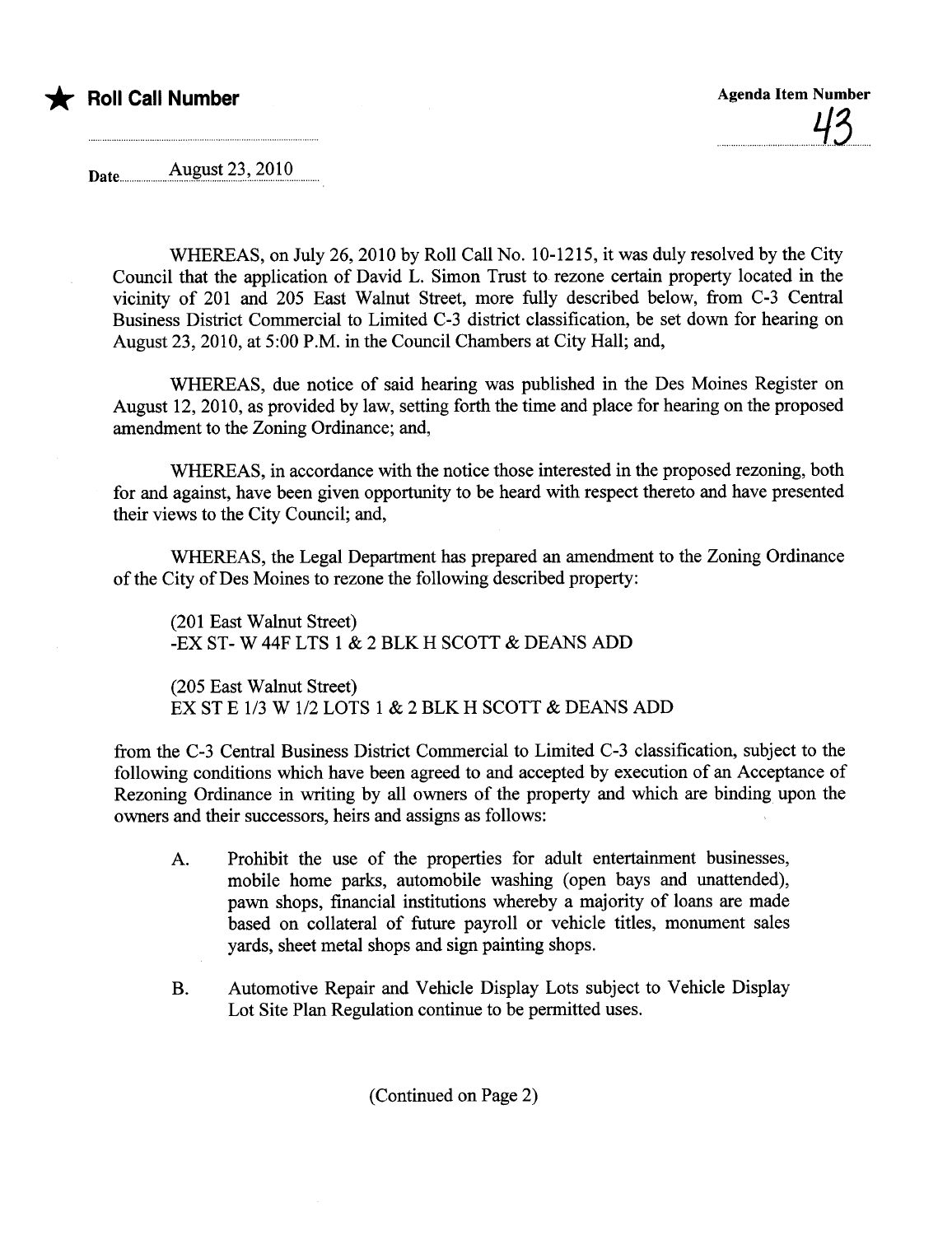★ **Roll Call Number**

**Agenda Item Number**

43

Date August 23, 2010

WHEREAS, on July 26, 2010 by Roll Call No. 10-1215, it was duly resolved by the City Council that the application of David L. Simon Trust to rezone certain property located in the vicinity of 201 and 205 East Walnut Street, more fully described below, from C-3 Central Business District Commercial to Limited C-3 district classification, be set down for hearing on August 23, 2010, at 5:00 P.M. in the Council Chambers at City Hall; and,

WHEREAS, due notice of said hearing was published in the Des Moines Register on August 12, 2010, as provided by law, setting forth the time and place for hearing on the proposed amendment to the Zoning Ordinance; and,

WHEREAS, in accordance with the notice those interested in the proposed rezoning, both for and against, have been given opportunity to be heard with respect thereto and have presented their views to the City Council; and,

WHEREAS, the Legal Department has prepared an amendment to the Zoning Ordinance of the City of Des Moines to rezone the following described property:

(201 East Walnut Street)
-EX ST- W 44F LTS 1 & 2 BLK H SCOTT & DEANS ADD

(205 East Walnut Street)
EX ST E 1/3 W 1/2 LOTS 1 & 2 BLK H SCOTT & DEANS ADD

from the C-3 Central Business District Commercial to Limited C-3 classification, subject to the following conditions which have been agreed to and accepted by execution of an Acceptance of Rezoning Ordinance in writing by all owners of the property and which are binding upon the owners and their successors, heirs and assigns as follows:

A. Prohibit the use of the properties for adult entertainment businesses, mobile home parks, automobile washing (open bays and unattended), pawn shops, financial institutions whereby a majority of loans are made based on collateral of future payroll or vehicle titles, monument sales yards, sheet metal shops and sign painting shops.

B. Automotive Repair and Vehicle Display Lots subject to Vehicle Display Lot Site Plan Regulation continue to be permitted uses.

(Continued on Page 2)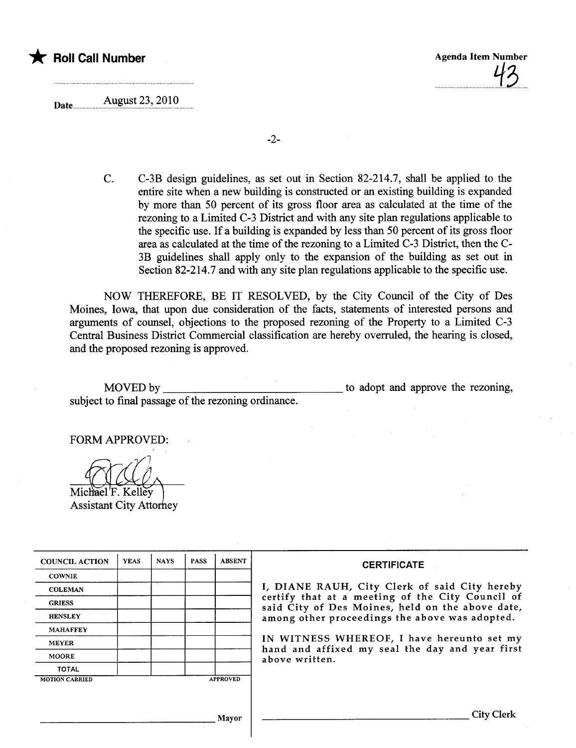★ **Roll Call Number**

Agenda Item Number

43

Date August 23, 2010

C. C-3B design guidelines, as set out in Section 82-214.7, shall be applied to the entire site when a new building is constructed or an existing building is expanded by more than 50 percent of its gross floor area as calculated at the time of the rezoning to a Limited C-3 District and with any site plan regulations applicable to the specific use. If a building is expanded by less than 50 percent of its gross floor area as calculated at the time of the rezoning to a Limited C-3 District, then the C-3B guidelines shall apply only to the expansion of the building as set out in Section 82-214.7 and with any site plan regulations applicable to the specific use.

NOW THEREFORE, BE IT RESOLVED, by the City Council of the City of Des Moines, Iowa, that upon due consideration of the facts, statements of interested persons and arguments of counsel, objections to the proposed rezoning of the Property to a Limited C-3 Central Business District Commercial classification are hereby overruled, the hearing is closed, and the proposed rezoning is approved.

MOVED by ______________________________ to adopt and approve the rezoning, subject to final passage of the rezoning ordinance.

FORM APPROVED:

Michael F. Kelley
Assistant City Attorney

| COUNCIL ACTION | YEAS | NAYS | PASS | ABSENT |
|---|---|---|---|---|
| COWNIE | | | | |
| COLEMAN | | | | |
| GRIESS | | | | |
| HENSLEY | | | | |
| MAHAFFEY | | | | |
| MEYER | | | | |
| MOORE | | | | |
| TOTAL | | | | |

MOTION CARRIED APPROVED

______________________________ Mayor

**CERTIFICATE**

I, DIANE RAUH, City Clerk of said City hereby certify that at a meeting of the City Council of said City of Des Moines, held on the above date, among other proceedings the above was adopted.

IN WITNESS WHEREOF, I have hereunto set my hand and affixed my seal the day and year first above written.

______________________________ City Clerk